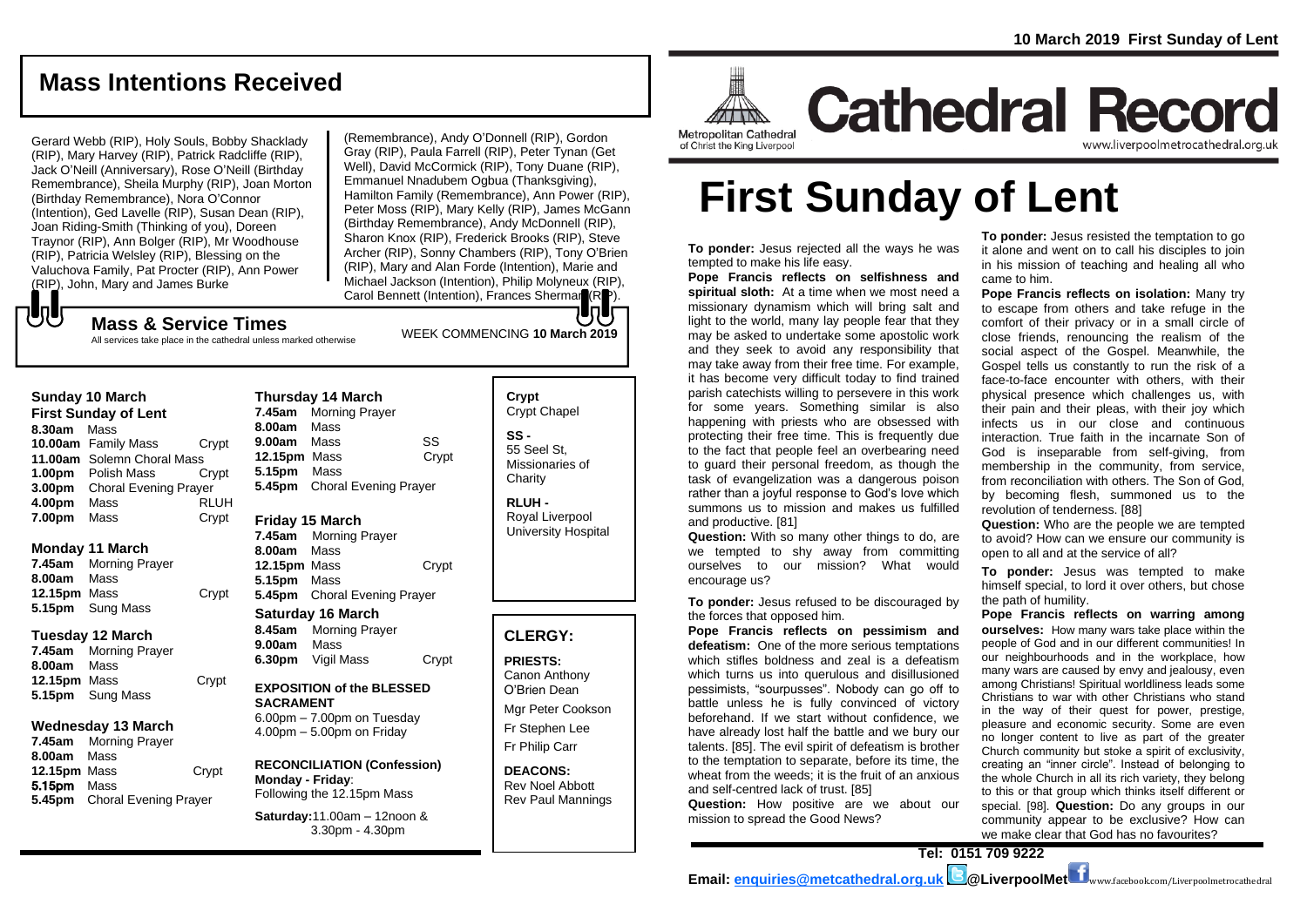10 March 2019 First Sunday of Lent

# Cathedral Record

Metropolitan Cathedral of Christ the King Liverpool

www.liverpoolmetrocathedral.org.uk

# First Sunday of Lent

**To ponder:** Jesus rejected all the ways he was tempted to make his life easy.

**Pope Francis reflects on selfishness and spiritual sloth:** At a time when we most need a missionary dynamism which will bring salt and light to the world, many lay people fear that they may be asked to undertake some apostolic work and they seek to avoid any responsibility that may take away from their free time. For example, it has become very difficult today to find trained parish catechists willing to persevere in this work for some years. Something similar is also happening with priests who are obsessed with protecting their free time. This is frequently due to the fact that people feel an overbearing need to guard their personal freedom, as though the task of evangelization was a dangerous poison rather than a joyful response to God's love which summons us to mission and makes us fulfilled and productive. [81]

**Question:** With so many other things to do, are we tempted to shy away from committing ourselves to our mission? What would encourage us?

**To ponder:** Jesus refused to be discouraged by the forces that opposed him.

**Pope Francis reflects on pessimism and defeatism:** One of the more serious temptations which stifles boldness and zeal is a defeatism which turns us into querulous and disillusioned pessimists, "sourpusses". Nobody can go off to battle unless he is fully convinced of victory beforehand. If we start without confidence, we have already lost half the battle and we bury our talents. [85]. The evil spirit of defeatism is brother to the temptation to separate, before its time, the wheat from the weeds; it is the fruit of an anxious and self-centred lack of trust. [85]

**Question:** How positive are we about our mission to spread the Good News?

**To ponder:** Jesus resisted the temptation to go it alone and went on to call his disciples to join in his mission of teaching and healing all who came to him.

**Pope Francis reflects on isolation:** Many try to escape from others and take refuge in the comfort of their privacy or in a small circle of close friends, renouncing the realism of the social aspect of the Gospel. Meanwhile, the Gospel tells us constantly to run the risk of a face-to-face encounter with others, with their physical presence which challenges us, with their pain and their pleas, with their joy which infects us in our close and continuous interaction. True faith in the incarnate Son of God is inseparable from self-giving, from membership in the community, from service, from reconciliation with others. The Son of God, by becoming flesh, summoned us to the revolution of tenderness. [88]

**Question:** Who are the people we are tempted to avoid? How can we ensure our community is open to all and at the service of all?

**To ponder:** Jesus was tempted to make himself special, to lord it over others, but chose the path of humility.

**Pope Francis reflects on warring among ourselves:** How many wars take place within the people of God and in our different communities! In our neighbourhoods and in the workplace, how many wars are caused by envy and jealousy, even among Christians! Spiritual worldliness leads some Christians to war with other Christians who stand in the way of their quest for power, prestige, pleasure and economic security. Some are even no longer content to live as part of the greater Church community but stoke a spirit of exclusivity, creating an "inner circle". Instead of belonging to the whole Church in all its rich variety, they belong to this or that group which thinks itself different or special. [98]. **Question:** Do any groups in our community appear to be exclusive? How can we make clear that God has no favourites?

## Mass Intentions Received

Gerard Webb (RIP), Holy Souls, Bobby Shacklady (RIP), Mary Harvey (RIP), Patrick Radcliffe (RIP), Jack O'Neill (Anniversary), Rose O'Neill (Birthday Remembrance), Sheila Murphy (RIP), Joan Morton (Birthday Remembrance), Nora O'Connor (Intention), Ged Lavelle (RIP), Susan Dean (RIP), Joan Riding-Smith (Thinking of you), Doreen Traynor (RIP), Ann Bolger (RIP), Mr Woodhouse (RIP), Patricia Welsley (RIP), Blessing on the Valuchova Family, Pat Procter (RIP), Ann Power (RIP), John, Mary and James Burke (Remembrance), Andy O'Donnell (RIP), Gordon Gray (RIP), Paula Farrell (RIP), Peter Tynan (Get Well), David McCormick (RIP), Tony Duane (RIP), Emmanuel Nnadubem Ogbua (Thanksgiving), Hamilton Family (Remembrance), Ann Power (RIP), Peter Moss (RIP), Mary Kelly (RIP), James McGann (Birthday Remembrance), Andy McDonnell (RIP), Sharon Knox (RIP), Frederick Brooks (RIP), Steve Archer (RIP), Sonny Chambers (RIP), Tony O'Brien (RIP), Mary and Alan Forde (Intention), Marie and Michael Jackson (Intention), Philip Molyneux (RIP), Carol Bennett (Intention), Frances Sherman (RIP).

## Mass & Service Times

All services take place in the cathedral unless marked otherwise

WEEK COMMENCING **10 March 2019**

### Sunday 10 March
**First Sunday of Lent**

| | | |
|---|---|---|
| **8.30am** | Mass | |
| **10.00am** | Family Mass | Crypt |
| **11.00am** | Solemn Choral Mass | |
| **1.00pm** | Polish Mass | Crypt |
| **3.00pm** | Choral Evening Prayer | |
| **4.00pm** | Mass | RLUH |
| **7.00pm** | Mass | Crypt |

### Monday 11 March

| | | |
|---|---|---|
| **7.45am** | Morning Prayer | |
| **8.00am** | Mass | |
| **12.15pm** | Mass | Crypt |
| **5.15pm** | Sung Mass | |

### Tuesday 12 March

| | | |
|---|---|---|
| **7.45am** | Morning Prayer | |
| **8.00am** | Mass | |
| **12.15pm** | Mass | Crypt |
| **5.15pm** | Sung Mass | |

### Wednesday 13 March

| | | |
|---|---|---|
| **7.45am** | Morning Prayer | |
| **8.00am** | Mass | |
| **12.15pm** | Mass | Crypt |
| **5.15pm** | Mass | |
| **5.45pm** | Choral Evening Prayer | |

### Thursday 14 March

| | | |
|---|---|---|
| **7.45am** | Morning Prayer | |
| **8.00am** | Mass | |
| **9.00am** | Mass | SS |
| **12.15pm** | Mass | Crypt |
| **5.15pm** | Mass | |
| **5.45pm** | Choral Evening Prayer | |

### Friday 15 March

| | | |
|---|---|---|
| **7.45am** | Morning Prayer | |
| **8.00am** | Mass | |
| **12.15pm** | Mass | Crypt |
| **5.15pm** | Mass | |
| **5.45pm** | Choral Evening Prayer | |

### Saturday 16 March

| | | |
|---|---|---|
| **8.45am** | Morning Prayer | |
| **9.00am** | Mass | |
| **6.30pm** | Vigil Mass | Crypt |

**EXPOSITION of the BLESSED SACRAMENT**
6.00pm – 7.00pm on Tuesday
4.00pm – 5.00pm on Friday

**RECONCILIATION (Confession)**
**Monday - Friday**: Following the 12.15pm Mass
**Saturday:** 11.00am – 12noon & 3.30pm - 4.30pm

**Crypt** Crypt Chapel

**SS -** 55 Seel St, Missionaries of Charity

**RLUH -** Royal Liverpool University Hospital

## CLERGY:

**PRIESTS:**
Canon Anthony O'Brien Dean
Mgr Peter Cookson
Fr Stephen Lee
Fr Philip Carr

**DEACONS:**
Rev Noel Abbott
Rev Paul Mannings

**Tel: 0151 709 9222**

**Email: enquiries@metcathedral.org.uk** @LiverpoolMet www.facebook.com/Liverpoolmetrocathedral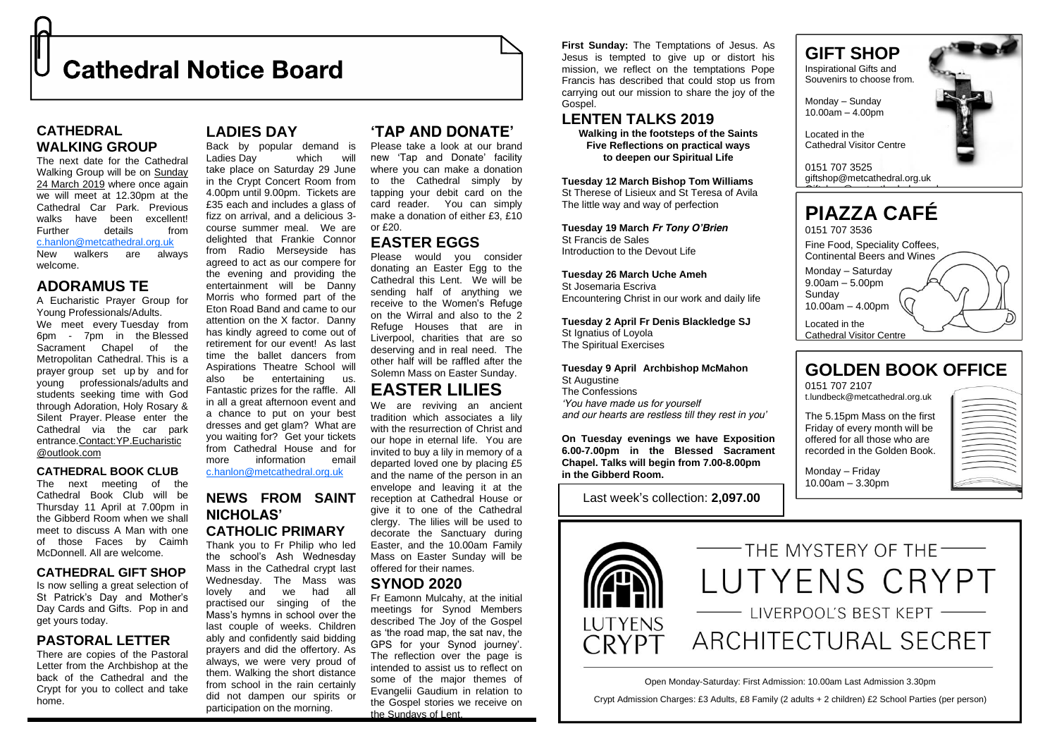# Cathedral Notice Board

## CATHEDRAL WALKING GROUP

The next date for the Cathedral Walking Group will be on Sunday 24 March 2019 where once again we will meet at 12.30pm at the Cathedral Car Park. Previous walks have been excellent! Further details from c.hanlon@metcathedral.org.uk New walkers are always welcome.

## ADORAMUS TE

A Eucharistic Prayer Group for Young Professionals/Adults.

We meet every Tuesday from 6pm - 7pm in the Blessed Sacrament Chapel of the Metropolitan Cathedral. This is a prayer group set up by and for young professionals/adults and students seeking time with God through Adoration, Holy Rosary & Silent Prayer. Please enter the Cathedral via the car park entrance. Contact: YP.Eucharistic@outlook.com

### CATHEDRAL BOOK CLUB

The next meeting of the Cathedral Book Club will be Thursday 11 April at 7.00pm in the Gibberd Room when we shall meet to discuss A Man with one of those Faces by Caimh McDonnell. All are welcome.

### CATHEDRAL GIFT SHOP

Is now selling a great selection of St Patrick's Day and Mother's Day Cards and Gifts. Pop in and get yours today.

## PASTORAL LETTER

There are copies of the Pastoral Letter from the Archbishop at the back of the Cathedral and the Crypt for you to collect and take home.

## LADIES DAY

Back by popular demand is Ladies Day which will take place on Saturday 29 June in the Crypt Concert Room from 4.00pm until 9.00pm. Tickets are £35 each and includes a glass of fizz on arrival, and a delicious 3-course summer meal. We are delighted that Frankie Connor from Radio Merseyside has agreed to act as our compere for the evening and providing the entertainment will be Danny Morris who formed part of the Eton Road Band and came to our attention on the X factor. Danny has kindly agreed to come out of retirement for our event! As last time the ballet dancers from Aspirations Theatre School will also be entertaining us. Fantastic prizes for the raffle. All in all a great afternoon event and a chance to put on your best dresses and get glam? What are you waiting for? Get your tickets from Cathedral House and for more information email c.hanlon@metcathedral.org.uk

## NEWS FROM SAINT NICHOLAS' CATHOLIC PRIMARY

Thank you to Fr Philip who led the school's Ash Wednesday Mass in the Cathedral crypt last Wednesday. The Mass was lovely and we had all practised our singing of the Mass's hymns in school over the last couple of weeks. Children ably and confidently said bidding prayers and did the offertory. As always, we were very proud of them. Walking the short distance from school in the rain certainly did not dampen our spirits or participation on the morning.

## 'TAP AND DONATE'

Please take a look at our brand new 'Tap and Donate' facility where you can make a donation to the Cathedral simply by tapping your debit card on the card reader. You can simply make a donation of either £3, £10 or £20.

## EASTER EGGS

Please would you consider donating an Easter Egg to the Cathedral this Lent. We will be sending half of anything we receive to the Women's Refuge on the Wirral and also to the 2 Refuge Houses that are in Liverpool, charities that are so deserving and in real need. The other half will be raffled after the Solemn Mass on Easter Sunday.

## EASTER LILIES

We are reviving an ancient tradition which associates a lily with the resurrection of Christ and our hope in eternal life. You are invited to buy a lily in memory of a departed loved one by placing £5 and the name of the person in an envelope and leaving it at the reception at Cathedral House or give it to one of the Cathedral clergy. The lilies will be used to decorate the Sanctuary during Easter, and the 10.00am Family Mass on Easter Sunday will be offered for their names.

## SYNOD 2020

Fr Eamonn Mulcahy, at the initial meetings for Synod Members described The Joy of the Gospel as 'the road map, the sat nav, the GPS for your Synod journey'. The reflection over the page is intended to assist us to reflect on some of the major themes of Evangelii Gaudium in relation to the Gospel stories we receive on the Sundays of Lent.

**First Sunday:** The Temptations of Jesus. As Jesus is tempted to give up or distort his mission, we reflect on the temptations Pope Francis has described that could stop us from carrying out our mission to share the joy of the Gospel.

## LENTEN TALKS 2019

**Walking in the footsteps of the Saints**
**Five Reflections on practical ways to deepen our Spiritual Life**

**Tuesday 12 March Bishop Tom Williams**
St Therese of Lisieux and St Teresa of Avila
The little way and way of perfection

**Tuesday 19 March *Fr Tony O'Brien***
St Francis de Sales
Introduction to the Devout Life

**Tuesday 26 March Uche Ameh**
St Josemaria Escriva
Encountering Christ in our work and daily life

**Tuesday 2 April Fr Denis Blackledge SJ**
St Ignatius of Loyola
The Spiritual Exercises

**Tuesday 9 April Archbishop McMahon**
St Augustine
The Confessions
*'You have made us for yourself and our hearts are restless till they rest in you'*

**On Tuesday evenings we have Exposition 6.00-7.00pm in the Blessed Sacrament Chapel. Talks will begin from 7.00-8.00pm in the Gibberd Room.**

Last week's collection: **2,097.00**

## GIFT SHOP

Inspirational Gifts and Souvenirs to choose from.

Monday – Sunday
10.00am – 4.00pm

Located in the Cathedral Visitor Centre

0151 707 3525
giftshop@metcathedral.org.uk

## PIAZZA CAFÉ

0151 707 3536

Fine Food, Speciality Coffees, Continental Beers and Wines

Monday – Saturday
9.00am – 5.00pm
Sunday
10.00am – 4.00pm

Located in the Cathedral Visitor Centre

## GOLDEN BOOK OFFICE

0151 707 2107
t.lundbeck@metcathedral.org.uk

The 5.15pm Mass on the first Friday of every month will be offered for all those who are recorded in the Golden Book.

Monday – Friday
10.00am – 3.30pm

LUTYENS CRYPT

THE MYSTERY OF THE LUTYENS CRYPT — LIVERPOOL'S BEST KEPT — ARCHITECTURAL SECRET

Open Monday-Saturday: First Admission: 10.00am Last Admission 3.30pm

Crypt Admission Charges: £3 Adults, £8 Family (2 adults + 2 children) £2 School Parties (per person)